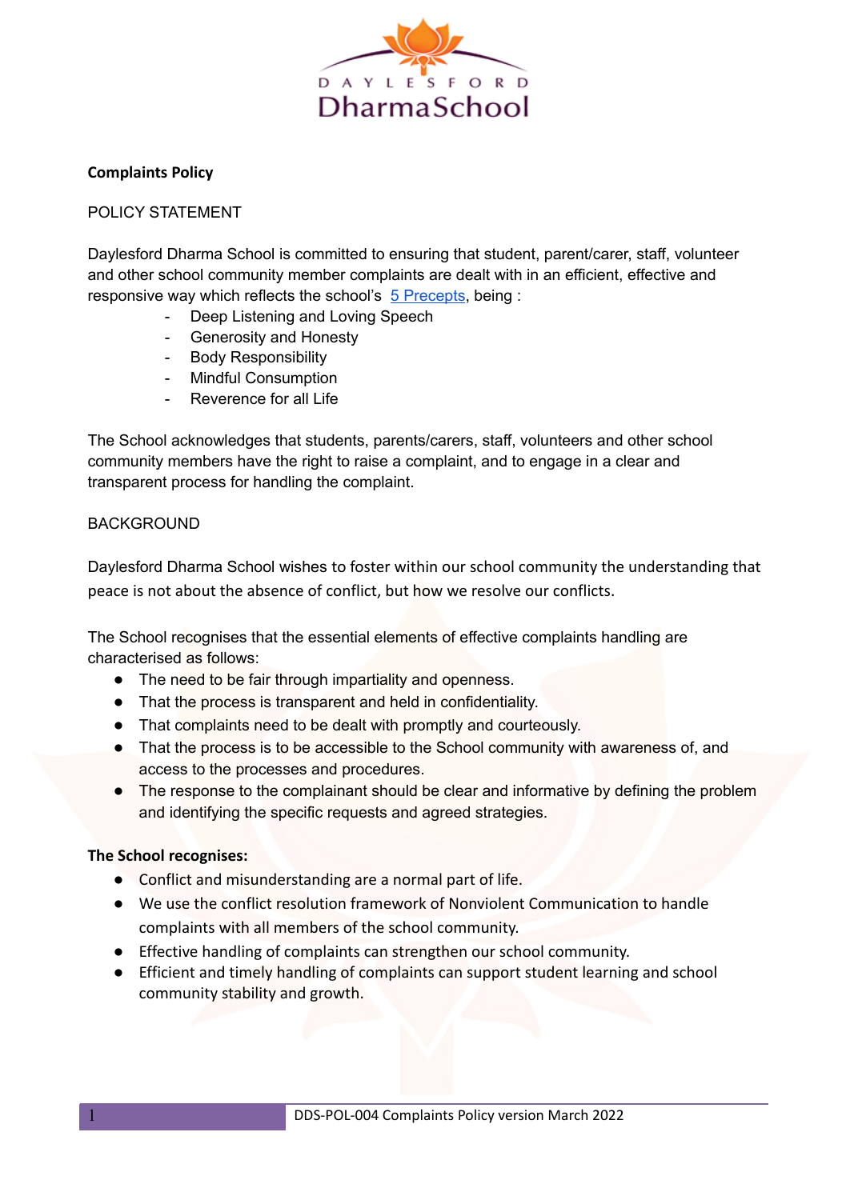# Complaints Policy

## POLICY STATEMENT

Daylesford Dharma School is committed to ensuring that student, parent/carer, staff, volunteer and other school community member complaints are dealt with in an efficient, effective and responsive way which reflects the school's 5 Precepts, being :

- Deep Listening and Loving Speech
- Generosity and Honesty
- Body Responsibility
- Mindful Consumption
- Reverence for all Life

The School acknowledges that students, parents/carers, staff, volunteers and other school community members have the right to raise a complaint, and to engage in a clear and transparent process for handling the complaint.

## BACKGROUND

Daylesford Dharma School wishes to foster within our school community the understanding that peace is not about the absence of conflict, but how we resolve our conflicts.

The School recognises that the essential elements of effective complaints handling are characterised as follows:

- The need to be fair through impartiality and openness.
- That the process is transparent and held in confidentiality.
- That complaints need to be dealt with promptly and courteously.
- That the process is to be accessible to the School community with awareness of, and access to the processes and procedures.
- The response to the complainant should be clear and informative by defining the problem and identifying the specific requests and agreed strategies.

**The School recognises:**

- Conflict and misunderstanding are a normal part of life.
- We use the conflict resolution framework of Nonviolent Communication to handle complaints with all members of the school community.
- Effective handling of complaints can strengthen our school community.
- Efficient and timely handling of complaints can support student learning and school community stability and growth.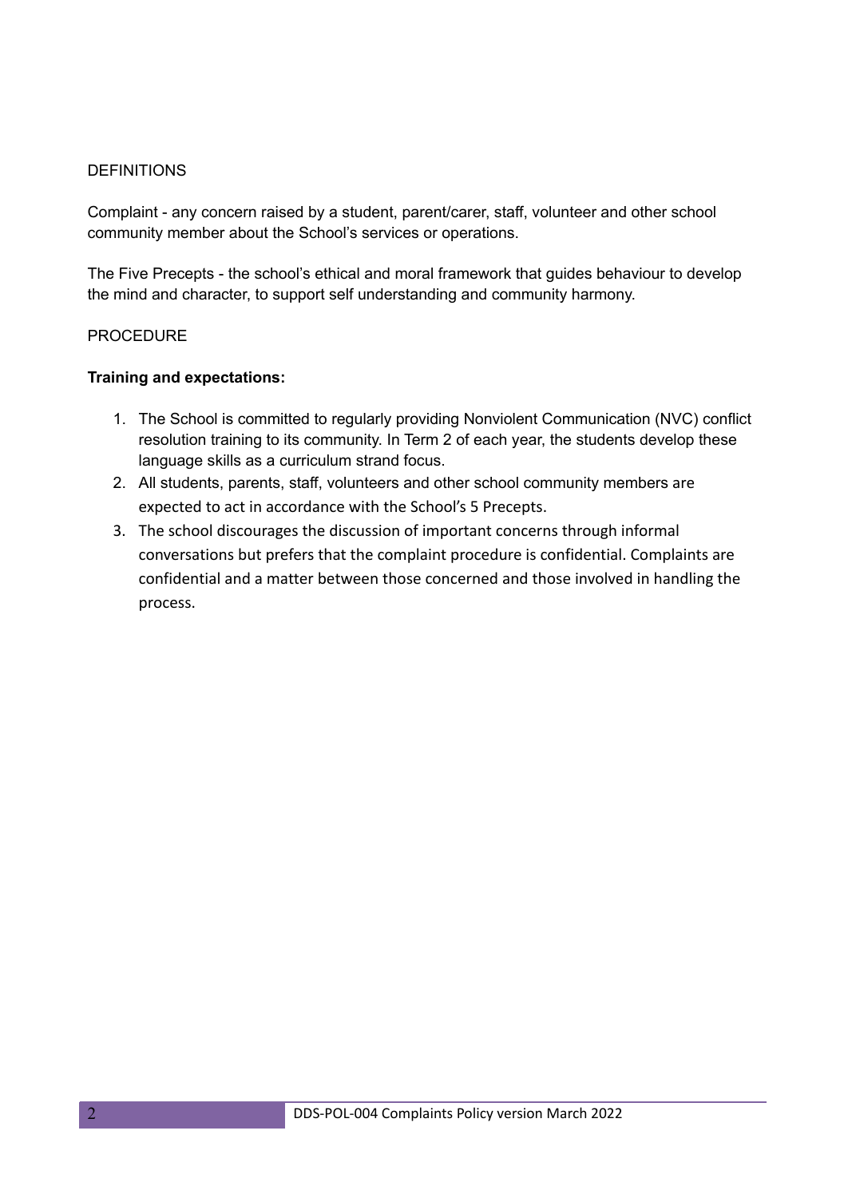DEFINITIONS

Complaint - any concern raised by a student, parent/carer, staff, volunteer and other school community member about the School's services or operations.

The Five Precepts - the school's ethical and moral framework that guides behaviour to develop the mind and character, to support self understanding and community harmony.

PROCEDURE

**Training and expectations:**

1. The School is committed to regularly providing Nonviolent Communication (NVC) conflict resolution training to its community. In Term 2 of each year, the students develop these language skills as a curriculum strand focus.
2. All students, parents, staff, volunteers and other school community members are expected to act in accordance with the School's 5 Precepts.
3. The school discourages the discussion of important concerns through informal conversations but prefers that the complaint procedure is confidential. Complaints are confidential and a matter between those concerned and those involved in handling the process.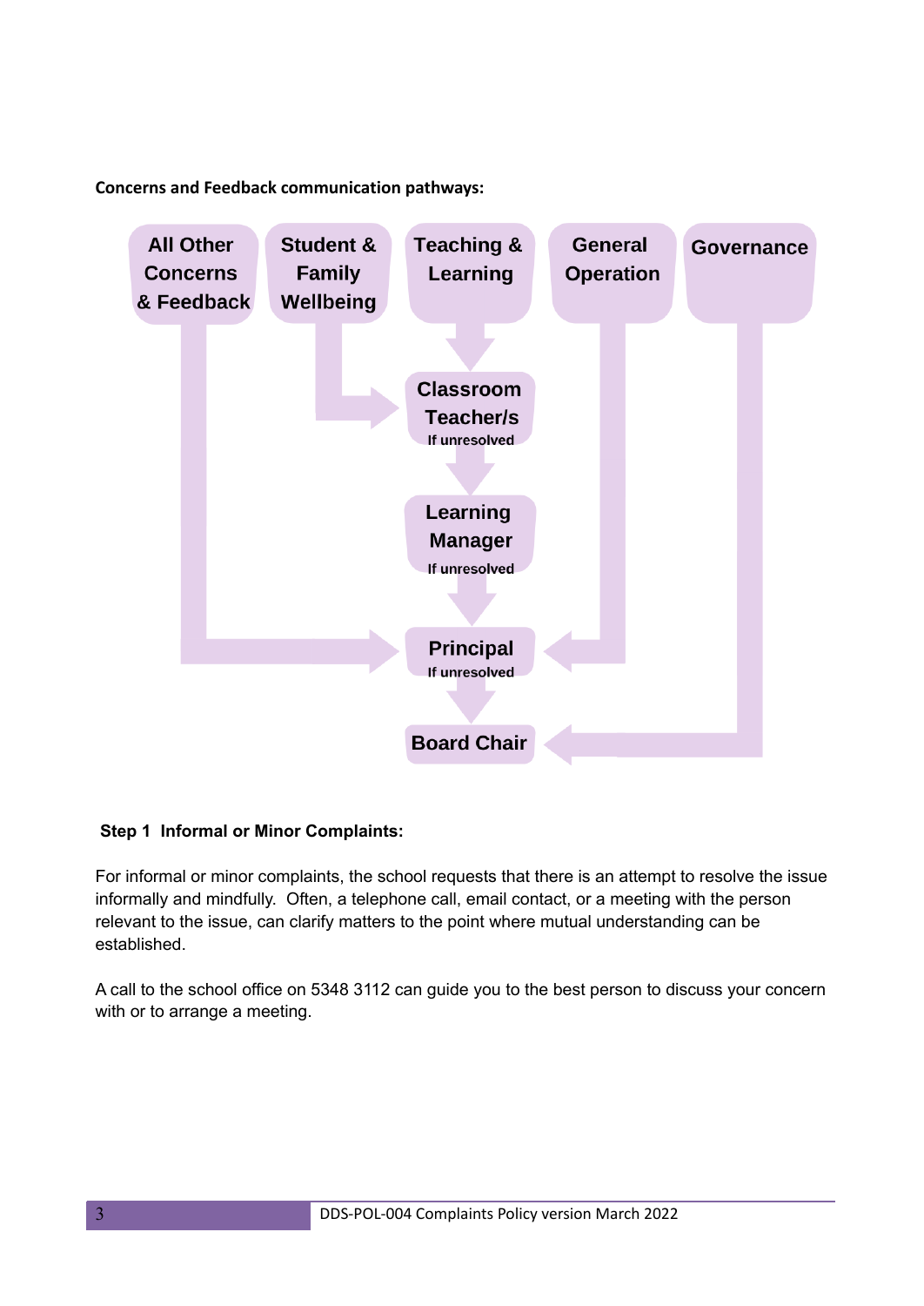**Concerns and Feedback communication pathways:**

All Other Concerns & Feedback

Student & Family Wellbeing

Teaching & Learning

General Operation

Governance

Classroom Teacher/s
If unresolved

Learning Manager
If unresolved

Principal
If unresolved

Board Chair

**Step 1 Informal or Minor Complaints:**

For informal or minor complaints, the school requests that there is an attempt to resolve the issue informally and mindfully. Often, a telephone call, email contact, or a meeting with the person relevant to the issue, can clarify matters to the point where mutual understanding can be established.

A call to the school office on 5348 3112 can guide you to the best person to discuss your concern with or to arrange a meeting.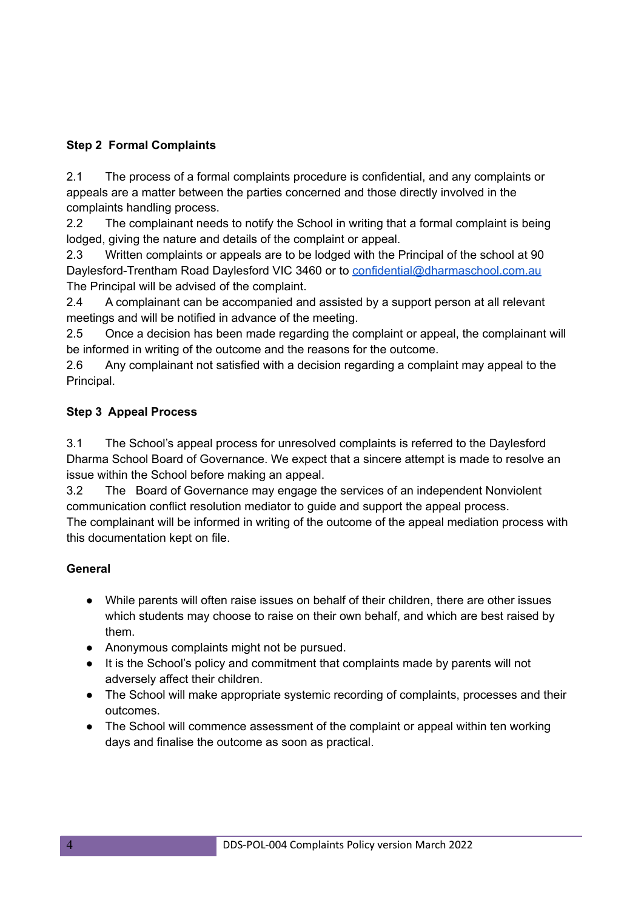**Step 2 Formal Complaints**

2.1 The process of a formal complaints procedure is confidential, and any complaints or appeals are a matter between the parties concerned and those directly involved in the complaints handling process.
2.2 The complainant needs to notify the School in writing that a formal complaint is being lodged, giving the nature and details of the complaint or appeal.
2.3 Written complaints or appeals are to be lodged with the Principal of the school at 90 Daylesford-Trentham Road Daylesford VIC 3460 or to confidential@dharmaschool.com.au The Principal will be advised of the complaint.
2.4 A complainant can be accompanied and assisted by a support person at all relevant meetings and will be notified in advance of the meeting.
2.5 Once a decision has been made regarding the complaint or appeal, the complainant will be informed in writing of the outcome and the reasons for the outcome.
2.6 Any complainant not satisfied with a decision regarding a complaint may appeal to the Principal.

**Step 3 Appeal Process**

3.1 The School's appeal process for unresolved complaints is referred to the Daylesford Dharma School Board of Governance. We expect that a sincere attempt is made to resolve an issue within the School before making an appeal.
3.2 The Board of Governance may engage the services of an independent Nonviolent communication conflict resolution mediator to guide and support the appeal process.
The complainant will be informed in writing of the outcome of the appeal mediation process with this documentation kept on file.

**General**

- While parents will often raise issues on behalf of their children, there are other issues which students may choose to raise on their own behalf, and which are best raised by them.
- Anonymous complaints might not be pursued.
- It is the School's policy and commitment that complaints made by parents will not adversely affect their children.
- The School will make appropriate systemic recording of complaints, processes and their outcomes.
- The School will commence assessment of the complaint or appeal within ten working days and finalise the outcome as soon as practical.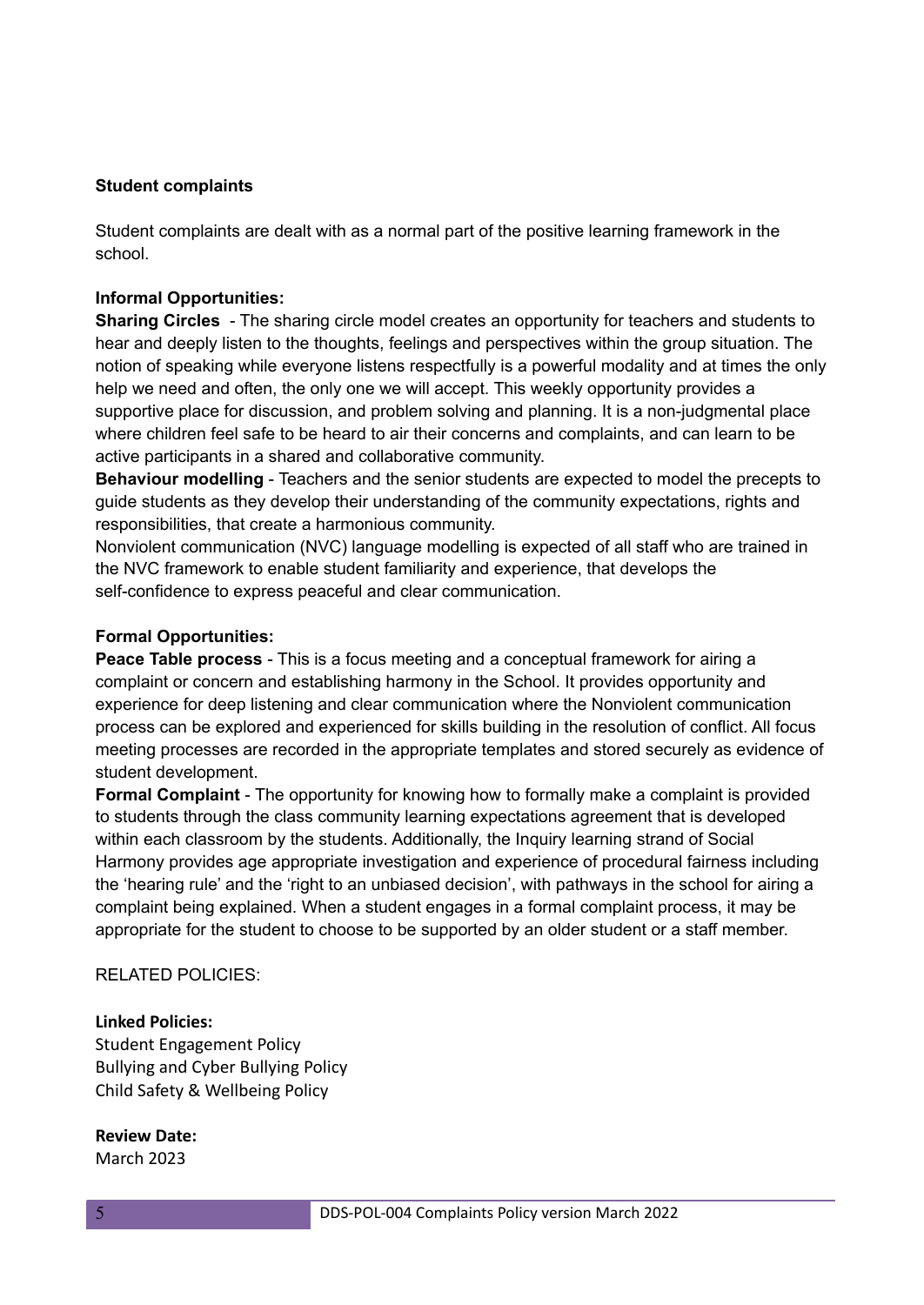**Student complaints**

Student complaints are dealt with as a normal part of the positive learning framework in the school.

**Informal Opportunities:**

**Sharing Circles** - The sharing circle model creates an opportunity for teachers and students to hear and deeply listen to the thoughts, feelings and perspectives within the group situation. The notion of speaking while everyone listens respectfully is a powerful modality and at times the only help we need and often, the only one we will accept. This weekly opportunity provides a supportive place for discussion, and problem solving and planning. It is a non-judgmental place where children feel safe to be heard to air their concerns and complaints, and can learn to be active participants in a shared and collaborative community.

**Behaviour modelling** - Teachers and the senior students are expected to model the precepts to guide students as they develop their understanding of the community expectations, rights and responsibilities, that create a harmonious community.

Nonviolent communication (NVC) language modelling is expected of all staff who are trained in the NVC framework to enable student familiarity and experience, that develops the self-confidence to express peaceful and clear communication.

**Formal Opportunities:**

**Peace Table process** - This is a focus meeting and a conceptual framework for airing a complaint or concern and establishing harmony in the School. It provides opportunity and experience for deep listening and clear communication where the Nonviolent communication process can be explored and experienced for skills building in the resolution of conflict. All focus meeting processes are recorded in the appropriate templates and stored securely as evidence of student development.

**Formal Complaint** - The opportunity for knowing how to formally make a complaint is provided to students through the class community learning expectations agreement that is developed within each classroom by the students. Additionally, the Inquiry learning strand of Social Harmony provides age appropriate investigation and experience of procedural fairness including the 'hearing rule' and the 'right to an unbiased decision', with pathways in the school for airing a complaint being explained. When a student engages in a formal complaint process, it may be appropriate for the student to choose to be supported by an older student or a staff member.

RELATED POLICIES:

**Linked Policies:**

Student Engagement Policy
Bullying and Cyber Bullying Policy
Child Safety & Wellbeing Policy

**Review Date:**

March 2023